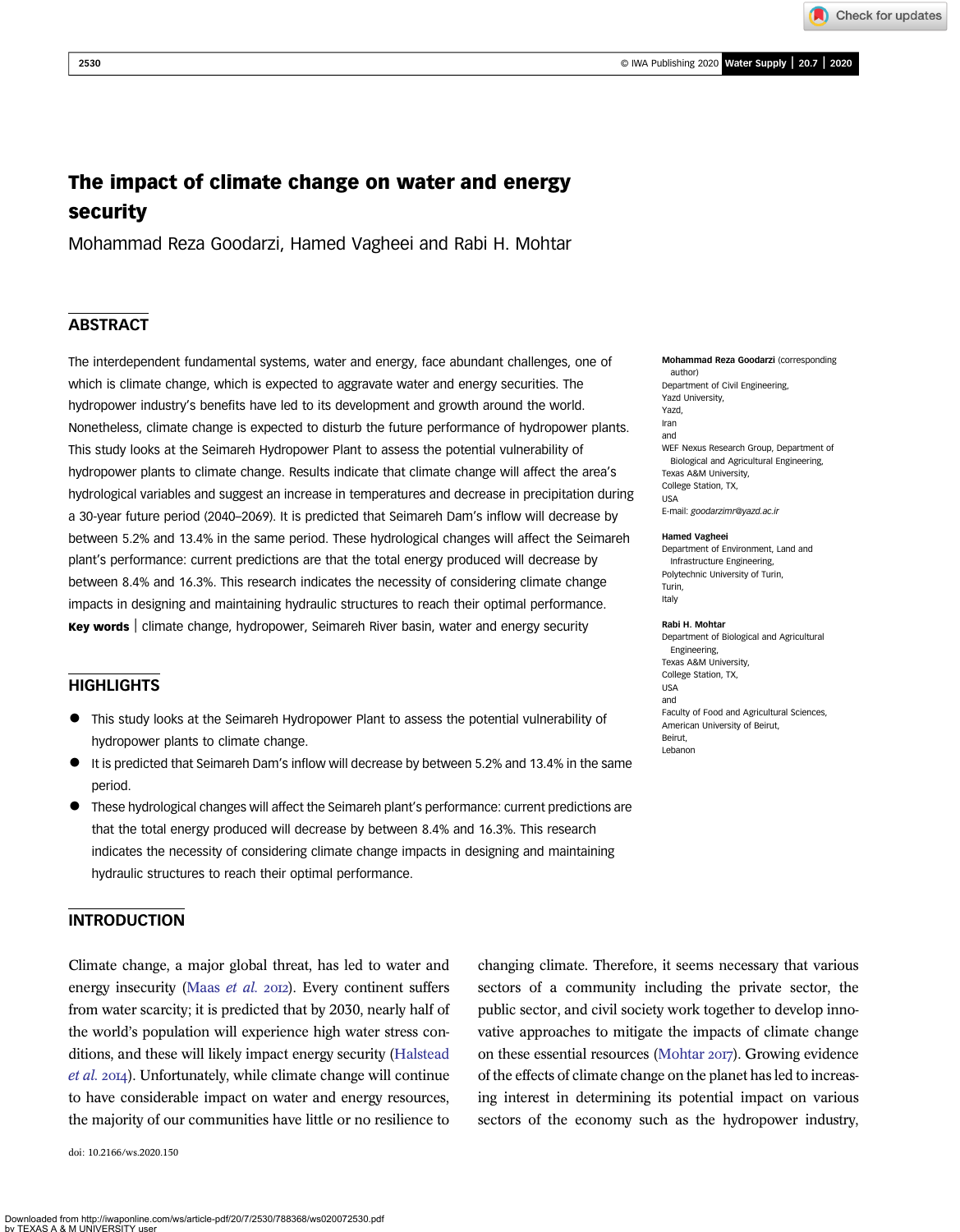# The impact of climate change on water and energy security

Mohammad Reza Goodarzi, Hamed Vagheei and Rabi H. Mohtar

## ABSTRACT

The interdependent fundamental systems, water and energy, face abundant challenges, one of which is climate change, which is expected to aggravate water and energy securities. The hydropower industry's benefits have led to its development and growth around the world. Nonetheless, climate change is expected to disturb the future performance of hydropower plants. This study looks at the Seimareh Hydropower Plant to assess the potential vulnerability of hydropower plants to climate change. Results indicate that climate change will affect the area's hydrological variables and suggest an increase in temperatures and decrease in precipitation during a 30-year future period (2040–2069). It is predicted that Seimareh Dam's inflow will decrease by between 5.2% and 13.4% in the same period. These hydrological changes will affect the Seimareh plant's performance: current predictions are that the total energy produced will decrease by between 8.4% and 16.3%. This research indicates the necessity of considering climate change impacts in designing and maintaining hydraulic structures to reach their optimal performance.

**Key words** | climate change, hydropower, Seimareh River basin, water and energy security

**Mohammad Reza Goodarzi** (corresponding author)
Department of Civil Engineering,
Yazd University,
Yazd,
Iran
and
WEF Nexus Research Group, Department of Biological and Agricultural Engineering,
Texas A&M University,
College Station, TX,
USA
E-mail: *goodarzimr@yazd.ac.ir*

**Hamed Vagheei**
Department of Environment, Land and Infrastructure Engineering,
Polytechnic University of Turin,
Turin,
Italy

**Rabi H. Mohtar**
Department of Biological and Agricultural Engineering,
Texas A&M University,
College Station, TX,
USA
and
Faculty of Food and Agricultural Sciences,
American University of Beirut,
Beirut,
Lebanon

## HIGHLIGHTS

- This study looks at the Seimareh Hydropower Plant to assess the potential vulnerability of hydropower plants to climate change.
- It is predicted that Seimareh Dam's inflow will decrease by between 5.2% and 13.4% in the same period.
- These hydrological changes will affect the Seimareh plant's performance: current predictions are that the total energy produced will decrease by between 8.4% and 16.3%. This research indicates the necessity of considering climate change impacts in designing and maintaining hydraulic structures to reach their optimal performance.

## INTRODUCTION

Climate change, a major global threat, has led to water and energy insecurity (Maas *et al.* 2012). Every continent suffers from water scarcity; it is predicted that by 2030, nearly half of the world's population will experience high water stress conditions, and these will likely impact energy security (Halstead *et al.* 2014). Unfortunately, while climate change will continue to have considerable impact on water and energy resources, the majority of our communities have little or no resilience to changing climate. Therefore, it seems necessary that various sectors of a community including the private sector, the public sector, and civil society work together to develop innovative approaches to mitigate the impacts of climate change on these essential resources (Mohtar 2017). Growing evidence of the effects of climate change on the planet has led to increasing interest in determining its potential impact on various sectors of the economy such as the hydropower industry,

doi: 10.2166/ws.2020.150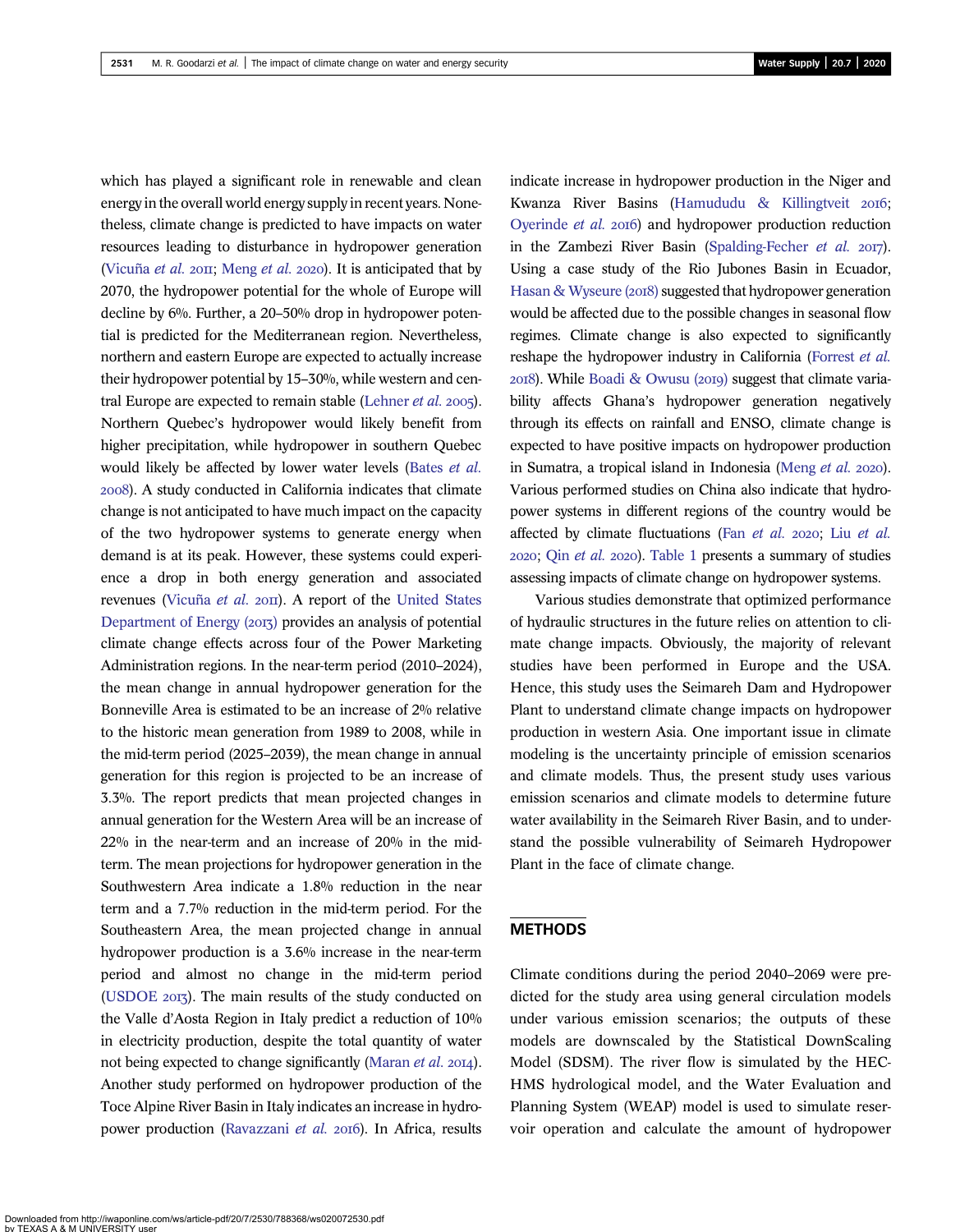which has played a significant role in renewable and clean energy in the overall world energy supply in recent years. Nonetheless, climate change is predicted to have impacts on water resources leading to disturbance in hydropower generation (Vicuña *et al.* 2011; Meng *et al.* 2020). It is anticipated that by 2070, the hydropower potential for the whole of Europe will decline by 6%. Further, a 20–50% drop in hydropower potential is predicted for the Mediterranean region. Nevertheless, northern and eastern Europe are expected to actually increase their hydropower potential by 15–30%, while western and central Europe are expected to remain stable (Lehner *et al.* 2005). Northern Quebec's hydropower would likely benefit from higher precipitation, while hydropower in southern Quebec would likely be affected by lower water levels (Bates *et al.* 2008). A study conducted in California indicates that climate change is not anticipated to have much impact on the capacity of the two hydropower systems to generate energy when demand is at its peak. However, these systems could experience a drop in both energy generation and associated revenues (Vicuña *et al.* 2011). A report of the United States Department of Energy (2013) provides an analysis of potential climate change effects across four of the Power Marketing Administration regions. In the near-term period (2010–2024), the mean change in annual hydropower generation for the Bonneville Area is estimated to be an increase of 2% relative to the historic mean generation from 1989 to 2008, while in the mid-term period (2025–2039), the mean change in annual generation for this region is projected to be an increase of 3.3%. The report predicts that mean projected changes in annual generation for the Western Area will be an increase of 22% in the near-term and an increase of 20% in the mid-term. The mean projections for hydropower generation in the Southwestern Area indicate a 1.8% reduction in the near term and a 7.7% reduction in the mid-term period. For the Southeastern Area, the mean projected change in annual hydropower production is a 3.6% increase in the near-term period and almost no change in the mid-term period (USDOE 2013). The main results of the study conducted on the Valle d'Aosta Region in Italy predict a reduction of 10% in electricity production, despite the total quantity of water not being expected to change significantly (Maran *et al.* 2014). Another study performed on hydropower production of the Toce Alpine River Basin in Italy indicates an increase in hydropower production (Ravazzani *et al.* 2016). In Africa, results indicate increase in hydropower production in the Niger and Kwanza River Basins (Hamududu & Killingtveit 2016; Oyerinde *et al.* 2016) and hydropower production reduction in the Zambezi River Basin (Spalding-Fecher *et al.* 2017). Using a case study of the Rio Jubones Basin in Ecuador, Hasan & Wyseure (2018) suggested that hydropower generation would be affected due to the possible changes in seasonal flow regimes. Climate change is also expected to significantly reshape the hydropower industry in California (Forrest *et al.* 2018). While Boadi & Owusu (2019) suggest that climate variability affects Ghana's hydropower generation negatively through its effects on rainfall and ENSO, climate change is expected to have positive impacts on hydropower production in Sumatra, a tropical island in Indonesia (Meng *et al.* 2020). Various performed studies on China also indicate that hydropower systems in different regions of the country would be affected by climate fluctuations (Fan *et al.* 2020; Liu *et al.* 2020; Qin *et al.* 2020). Table 1 presents a summary of studies assessing impacts of climate change on hydropower systems.

Various studies demonstrate that optimized performance of hydraulic structures in the future relies on attention to climate change impacts. Obviously, the majority of relevant studies have been performed in Europe and the USA. Hence, this study uses the Seimareh Dam and Hydropower Plant to understand climate change impacts on hydropower production in western Asia. One important issue in climate modeling is the uncertainty principle of emission scenarios and climate models. Thus, the present study uses various emission scenarios and climate models to determine future water availability in the Seimareh River Basin, and to understand the possible vulnerability of Seimareh Hydropower Plant in the face of climate change.

## METHODS

Climate conditions during the period 2040–2069 were predicted for the study area using general circulation models under various emission scenarios; the outputs of these models are downscaled by the Statistical DownScaling Model (SDSM). The river flow is simulated by the HEC-HMS hydrological model, and the Water Evaluation and Planning System (WEAP) model is used to simulate reservoir operation and calculate the amount of hydropower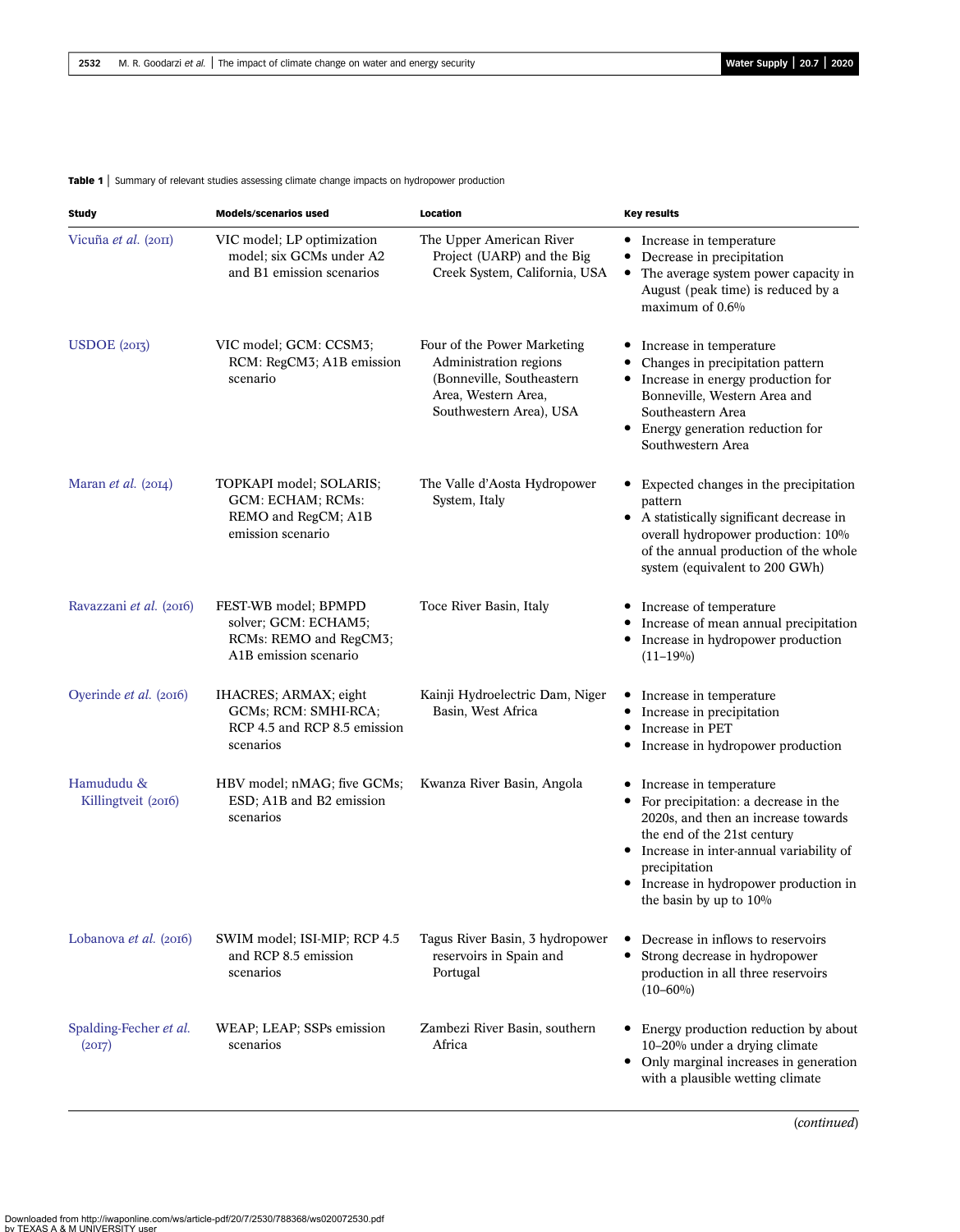**Table 1** | Summary of relevant studies assessing climate change impacts on hydropower production

| Study | Models/scenarios used | Location | Key results |
|---|---|---|---|
| Vicuña *et al.* (2011) | VIC model; LP optimization model; six GCMs under A2 and B1 emission scenarios | The Upper American River Project (UARP) and the Big Creek System, California, USA | • Increase in temperature<br>• Decrease in precipitation<br>• The average system power capacity in August (peak time) is reduced by a maximum of 0.6% |
| USDOE (2013) | VIC model; GCM: CCSM3; RCM: RegCM3; A1B emission scenario | Four of the Power Marketing Administration regions (Bonneville, Southeastern Area, Western Area, Southwestern Area), USA | • Increase in temperature<br>• Changes in precipitation pattern<br>• Increase in energy production for Bonneville, Western Area and Southeastern Area<br>• Energy generation reduction for Southwestern Area |
| Maran *et al.* (2014) | TOPKAPI model; SOLARIS; GCM: ECHAM; RCMs: REMO and RegCM; A1B emission scenario | The Valle d'Aosta Hydropower System, Italy | • Expected changes in the precipitation pattern<br>• A statistically significant decrease in overall hydropower production: 10% of the annual production of the whole system (equivalent to 200 GWh) |
| Ravazzani *et al.* (2016) | FEST-WB model; BPMPD solver; GCM: ECHAM5; RCMs: REMO and RegCM3; A1B emission scenario | Toce River Basin, Italy | • Increase of temperature<br>• Increase of mean annual precipitation<br>• Increase in hydropower production (11–19%) |
| Oyerinde *et al.* (2016) | IHACRES; ARMAX; eight GCMs; RCM: SMHI-RCA; RCP 4.5 and RCP 8.5 emission scenarios | Kainji Hydroelectric Dam, Niger Basin, West Africa | • Increase in temperature<br>• Increase in precipitation<br>• Increase in PET<br>• Increase in hydropower production |
| Hamududu & Killingtveit (2016) | HBV model; nMAG; five GCMs; ESD; A1B and B2 emission scenarios | Kwanza River Basin, Angola | • Increase in temperature<br>• For precipitation: a decrease in the 2020s, and then an increase towards the end of the 21st century<br>• Increase in inter-annual variability of precipitation<br>• Increase in hydropower production in the basin by up to 10% |
| Lobanova *et al.* (2016) | SWIM model; ISI-MIP; RCP 4.5 and RCP 8.5 emission scenarios | Tagus River Basin, 3 hydropower reservoirs in Spain and Portugal | • Decrease in inflows to reservoirs<br>• Strong decrease in hydropower production in all three reservoirs (10–60%) |
| Spalding-Fecher *et al.* (2017) | WEAP; LEAP; SSPs emission scenarios | Zambezi River Basin, southern Africa | • Energy production reduction by about 10–20% under a drying climate<br>• Only marginal increases in generation with a plausible wetting climate |

(*continued*)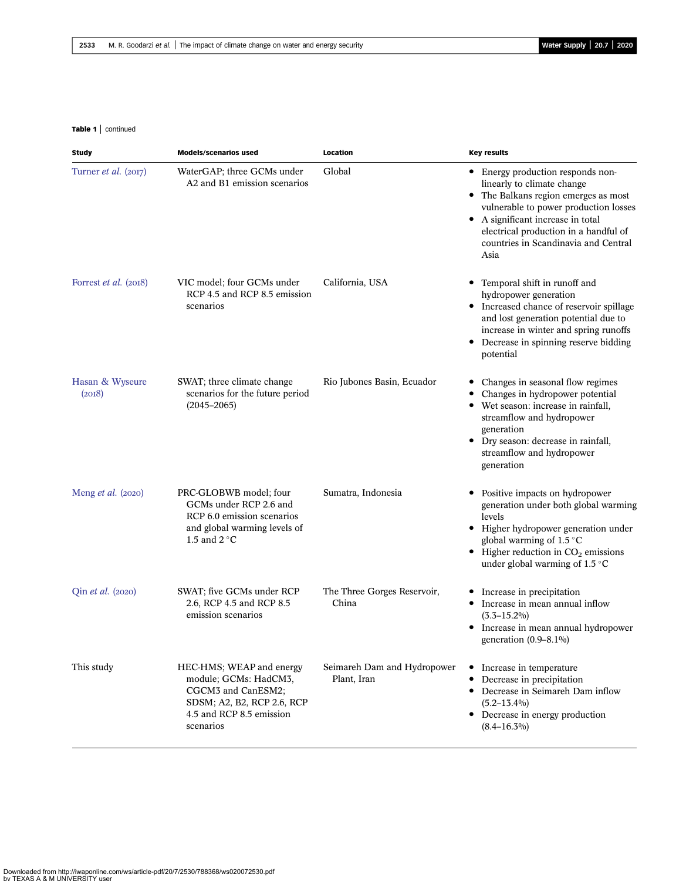**Table 1** | continued

| Study | Models/scenarios used | Location | Key results |
|---|---|---|---|
| Turner *et al.* (2017) | WaterGAP; three GCMs under A2 and B1 emission scenarios | Global | • Energy production responds non-linearly to climate change<br>• The Balkans region emerges as most vulnerable to power production losses<br>• A significant increase in total electrical production in a handful of countries in Scandinavia and Central Asia |
| Forrest *et al.* (2018) | VIC model; four GCMs under RCP 4.5 and RCP 8.5 emission scenarios | California, USA | • Temporal shift in runoff and hydropower generation<br>• Increased chance of reservoir spillage and lost generation potential due to increase in winter and spring runoffs<br>• Decrease in spinning reserve bidding potential |
| Hasan & Wyseure (2018) | SWAT; three climate change scenarios for the future period (2045–2065) | Rio Jubones Basin, Ecuador | • Changes in seasonal flow regimes<br>• Changes in hydropower potential<br>• Wet season: increase in rainfall, streamflow and hydropower generation<br>• Dry season: decrease in rainfall, streamflow and hydropower generation |
| Meng *et al.* (2020) | PRC-GLOBWB model; four GCMs under RCP 2.6 and RCP 6.0 emission scenarios and global warming levels of 1.5 and 2 °C | Sumatra, Indonesia | • Positive impacts on hydropower generation under both global warming levels<br>• Higher hydropower generation under global warming of 1.5 °C<br>• Higher reduction in $CO_2$ emissions under global warming of 1.5 °C |
| Qin *et al.* (2020) | SWAT; five GCMs under RCP 2.6, RCP 4.5 and RCP 8.5 emission scenarios | The Three Gorges Reservoir, China | • Increase in precipitation<br>• Increase in mean annual inflow (3.3–15.2%)<br>• Increase in mean annual hydropower generation (0.9–8.1%) |
| This study | HEC-HMS; WEAP and energy module; GCMs: HadCM3, CGCM3 and CanESM2; SDSM; A2, B2, RCP 2.6, RCP 4.5 and RCP 8.5 emission scenarios | Seimareh Dam and Hydropower Plant, Iran | • Increase in temperature<br>• Decrease in precipitation<br>• Decrease in Seimareh Dam inflow (5.2–13.4%)<br>• Decrease in energy production (8.4–16.3%) |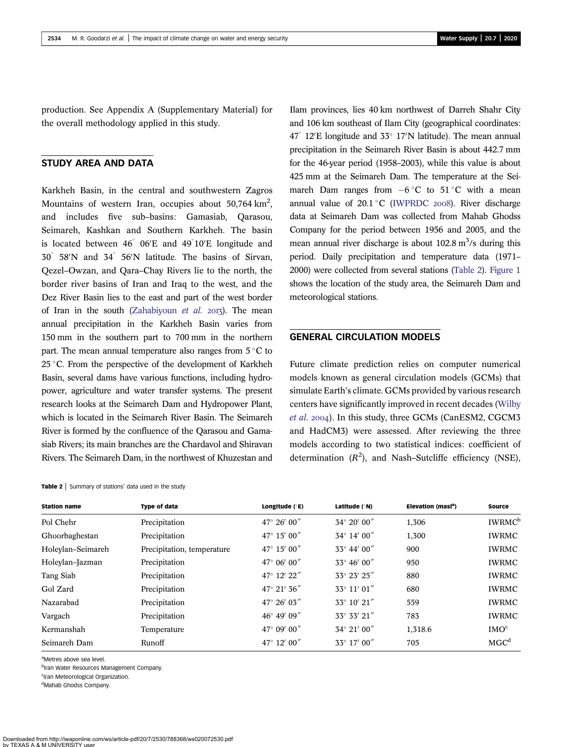production. See Appendix A (Supplementary Material) for the overall methodology applied in this study.

## STUDY AREA AND DATA

Karkheh Basin, in the central and southwestern Zagros Mountains of western Iran, occupies about 50,764 $km^2$, and includes five sub–basins: Gamasiab, Qarasou, Seimareh, Kashkan and Southern Karkheh. The basin is located between 46° 06′E and 49°10′E longitude and 30° 58′N and 34° 56′N latitude. The basins of Sirvan, Qezel–Owzan, and Qara–Chay Rivers lie to the north, the border river basins of Iran and Iraq to the west, and the Dez River Basin lies to the east and part of the west border of Iran in the south (Zahabiyoun *et al.* 2013). The mean annual precipitation in the Karkheh Basin varies from 150 mm in the southern part to 700 mm in the northern part. The mean annual temperature also ranges from 5 °C to 25 °C. From the perspective of the development of Karkheh Basin, several dams have various functions, including hydropower, agriculture and water transfer systems. The present research looks at the Seimareh Dam and Hydropower Plant, which is located in the Seimareh River Basin. The Seimareh River is formed by the confluence of the Qarasou and Gamasiab Rivers; its main branches are the Chardavol and Shiravan Rivers. The Seimareh Dam, in the northwest of Khuzestan and Ilam provinces, lies 40 km northwest of Darreh Shahr City and 106 km southeast of Ilam City (geographical coordinates: 47° 12′E longitude and 33° 17′N latitude). The mean annual precipitation in the Seimareh River Basin is about 442.7 mm for the 46-year period (1958–2003), while this value is about 425 mm at the Seimareh Dam. The temperature at the Seimareh Dam ranges from −6 °C to 51 °C with a mean annual value of 20.1 °C (IWPRDC 2008). River discharge data at Seimareh Dam was collected from Mahab Ghodss Company for the period between 1956 and 2005, and the mean annual river discharge is about 102.8 $m^3$/s during this period. Daily precipitation and temperature data (1971–2000) were collected from several stations (Table 2). Figure 1 shows the location of the study area, the Seimareh Dam and meteorological stations.

## GENERAL CIRCULATION MODELS

Future climate prediction relies on computer numerical models known as general circulation models (GCMs) that simulate Earth's climate. GCMs provided by various research centers have significantly improved in recent decades (Wilby *et al.* 2004). In this study, three GCMs (CanESM2, CGCM3 and HadCM3) were assessed. After reviewing the three models according to two statistical indices: coefficient of determination ($R^2$), and Nash–Sutcliffe efficiency (NSE),

**Table 2** | Summary of stations' data used in the study

| Station name | Type of data | Longitude (°E) | Latitude (°N) | Elevation (masl[a]) | Source |
|---|---|---|---|---|---|
| Pol Chehr | Precipitation | 47° 26′ 00″ | 34° 20′ 00″ | 1,306 | IWRMC[b] |
| Ghoorbaghestan | Precipitation | 47° 15′ 00″ | 34° 14′ 00″ | 1,300 | IWRMC |
| Holeylan–Seimareh | Precipitation, temperature | 47° 15′ 00″ | 33° 44′ 00″ | 900 | IWRMC |
| Holeylan–Jazman | Precipitation | 47° 06′ 00″ | 33° 46′ 00″ | 950 | IWRMC |
| Tang Siab | Precipitation | 47° 12′ 22″ | 33° 23′ 25″ | 880 | IWRMC |
| Gol Zard | Precipitation | 47° 21′ 36″ | 33° 11′ 01″ | 680 | IWRMC |
| Nazarabad | Precipitation | 47° 26′ 03″ | 33° 10′ 21″ | 559 | IWRMC |
| Vargach | Precipitation | 46° 49′ 09″ | 33° 33′ 21″ | 783 | IWRMC |
| Kermanshah | Temperature | 47° 09′ 00″ | 34° 21′ 00″ | 1,318.6 | IMO[c] |
| Seimareh Dam | Runoff | 47° 12′ 00″ | 33° 17′ 00″ | 705 | MGC[d] |

[a]Metres above sea level.
[b]Iran Water Resources Management Company.
[c]Iran Meteorological Organization.
[d]Mahab Ghodss Company.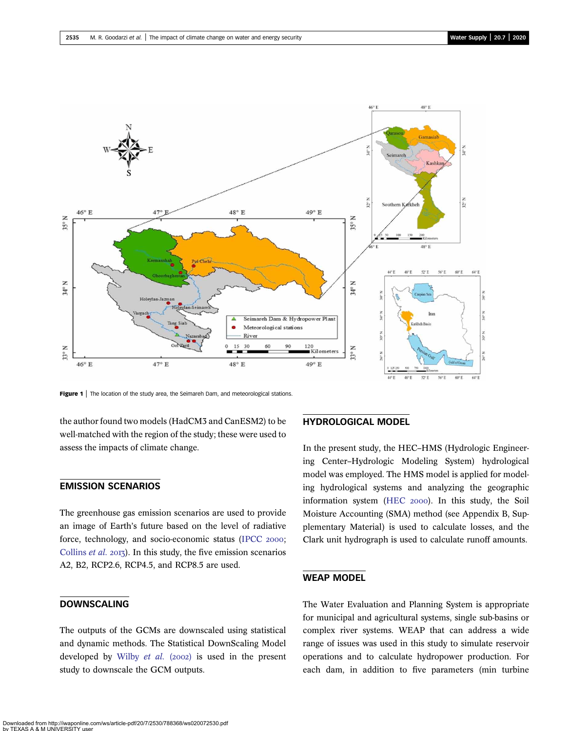Figure 1 | The location of the study area, the Seimareh Dam, and meteorological stations.

the author found two models (HadCM3 and CanESM2) to be well-matched with the region of the study; these were used to assess the impacts of climate change.

## EMISSION SCENARIOS

The greenhouse gas emission scenarios are used to provide an image of Earth's future based on the level of radiative force, technology, and socio-economic status (IPCC 2000; Collins *et al.* 2013). In this study, the five emission scenarios A2, B2, RCP2.6, RCP4.5, and RCP8.5 are used.

## DOWNSCALING

The outputs of the GCMs are downscaled using statistical and dynamic methods. The Statistical DownScaling Model developed by Wilby *et al.* (2002) is used in the present study to downscale the GCM outputs.

## HYDROLOGICAL MODEL

In the present study, the HEC–HMS (Hydrologic Engineering Center–Hydrologic Modeling System) hydrological model was employed. The HMS model is applied for modeling hydrological systems and analyzing the geographic information system (HEC 2000). In this study, the Soil Moisture Accounting (SMA) method (see Appendix B, Supplementary Material) is used to calculate losses, and the Clark unit hydrograph is used to calculate runoff amounts.

## WEAP MODEL

The Water Evaluation and Planning System is appropriate for municipal and agricultural systems, single sub-basins or complex river systems. WEAP that can address a wide range of issues was used in this study to simulate reservoir operations and to calculate hydropower production. For each dam, in addition to five parameters (min turbine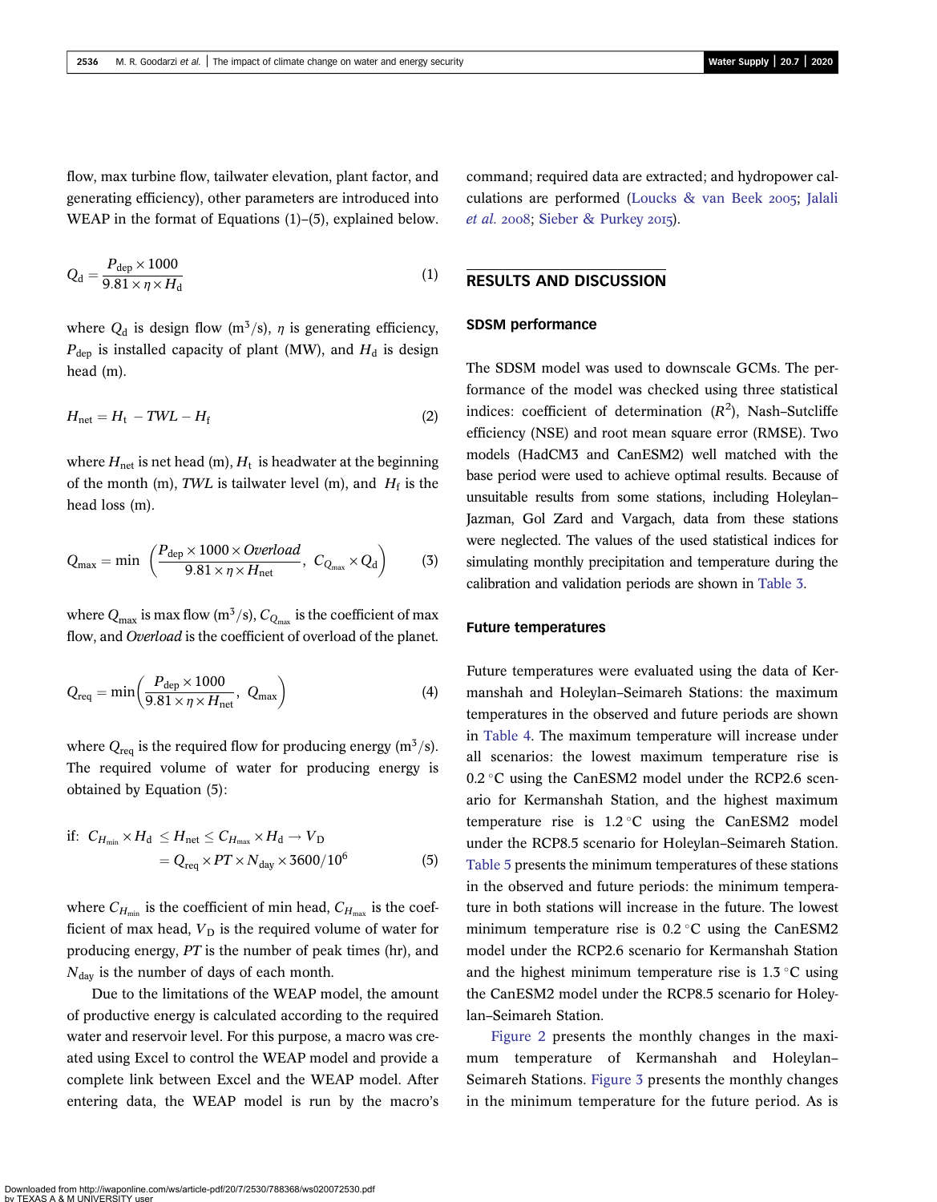flow, max turbine flow, tailwater elevation, plant factor, and generating efficiency), other parameters are introduced into WEAP in the format of Equations (1)–(5), explained below.

$$Q_d = \frac{P_{dep} \times 1000}{9.81 \times \eta \times H_d} \tag{1}$$

where $Q_d$ is design flow ($m^3/s$), $\eta$ is generating efficiency, $P_{dep}$ is installed capacity of plant (MW), and $H_d$ is design head (m).

$$H_{net} = H_t - TWL - H_f \tag{2}$$

where $H_{net}$ is net head (m), $H_t$ is headwater at the beginning of the month (m), $TWL$ is tailwater level (m), and $H_f$ is the head loss (m).

$$Q_{max} = \min\left(\frac{P_{dep} \times 1000 \times Overload}{9.81 \times \eta \times H_{net}},\ C_{Q_{max}} \times Q_d\right) \tag{3}$$

where $Q_{max}$ is max flow ($m^3/s$), $C_{Q_{max}}$ is the coefficient of max flow, and *Overload* is the coefficient of overload of the planet.

$$Q_{req} = \min\left(\frac{P_{dep} \times 1000}{9.81 \times \eta \times H_{net}},\ Q_{max}\right) \tag{4}$$

where $Q_{req}$ is the required flow for producing energy ($m^3/s$). The required volume of water for producing energy is obtained by Equation (5):

$$\text{if: } C_{H_{min}} \times H_d \le H_{net} \le C_{H_{max}} \times H_d \rightarrow V_D = Q_{req} \times PT \times N_{day} \times 3600/10^6 \tag{5}$$

where $C_{H_{min}}$ is the coefficient of min head, $C_{H_{max}}$ is the coefficient of max head, $V_D$ is the required volume of water for producing energy, $PT$ is the number of peak times (hr), and $N_{day}$ is the number of days of each month.

Due to the limitations of the WEAP model, the amount of productive energy is calculated according to the required water and reservoir level. For this purpose, a macro was created using Excel to control the WEAP model and provide a complete link between Excel and the WEAP model. After entering data, the WEAP model is run by the macro's command; required data are extracted; and hydropower calculations are performed (Loucks & van Beek 2005; Jalali *et al.* 2008; Sieber & Purkey 2015).

## RESULTS AND DISCUSSION

### SDSM performance

The SDSM model was used to downscale GCMs. The performance of the model was checked using three statistical indices: coefficient of determination ($R^2$), Nash–Sutcliffe efficiency (NSE) and root mean square error (RMSE). Two models (HadCM3 and CanESM2) well matched with the base period were used to achieve optimal results. Because of unsuitable results from some stations, including Holeylan–Jazman, Gol Zard and Vargach, data from these stations were neglected. The values of the used statistical indices for simulating monthly precipitation and temperature during the calibration and validation periods are shown in Table 3.

### Future temperatures

Future temperatures were evaluated using the data of Kermanshah and Holeylan–Seimareh Stations: the maximum temperatures in the observed and future periods are shown in Table 4. The maximum temperature will increase under all scenarios: the lowest maximum temperature rise is 0.2 °C using the CanESM2 model under the RCP2.6 scenario for Kermanshah Station, and the highest maximum temperature rise is 1.2 °C using the CanESM2 model under the RCP8.5 scenario for Holeylan–Seimareh Station. Table 5 presents the minimum temperatures of these stations in the observed and future periods: the minimum temperature in both stations will increase in the future. The lowest minimum temperature rise is 0.2 °C using the CanESM2 model under the RCP2.6 scenario for Kermanshah Station and the highest minimum temperature rise is 1.3 °C using the CanESM2 model under the RCP8.5 scenario for Holeylan–Seimareh Station.

Figure 2 presents the monthly changes in the maximum temperature of Kermanshah and Holeylan–Seimareh Stations. Figure 3 presents the monthly changes in the minimum temperature for the future period. As is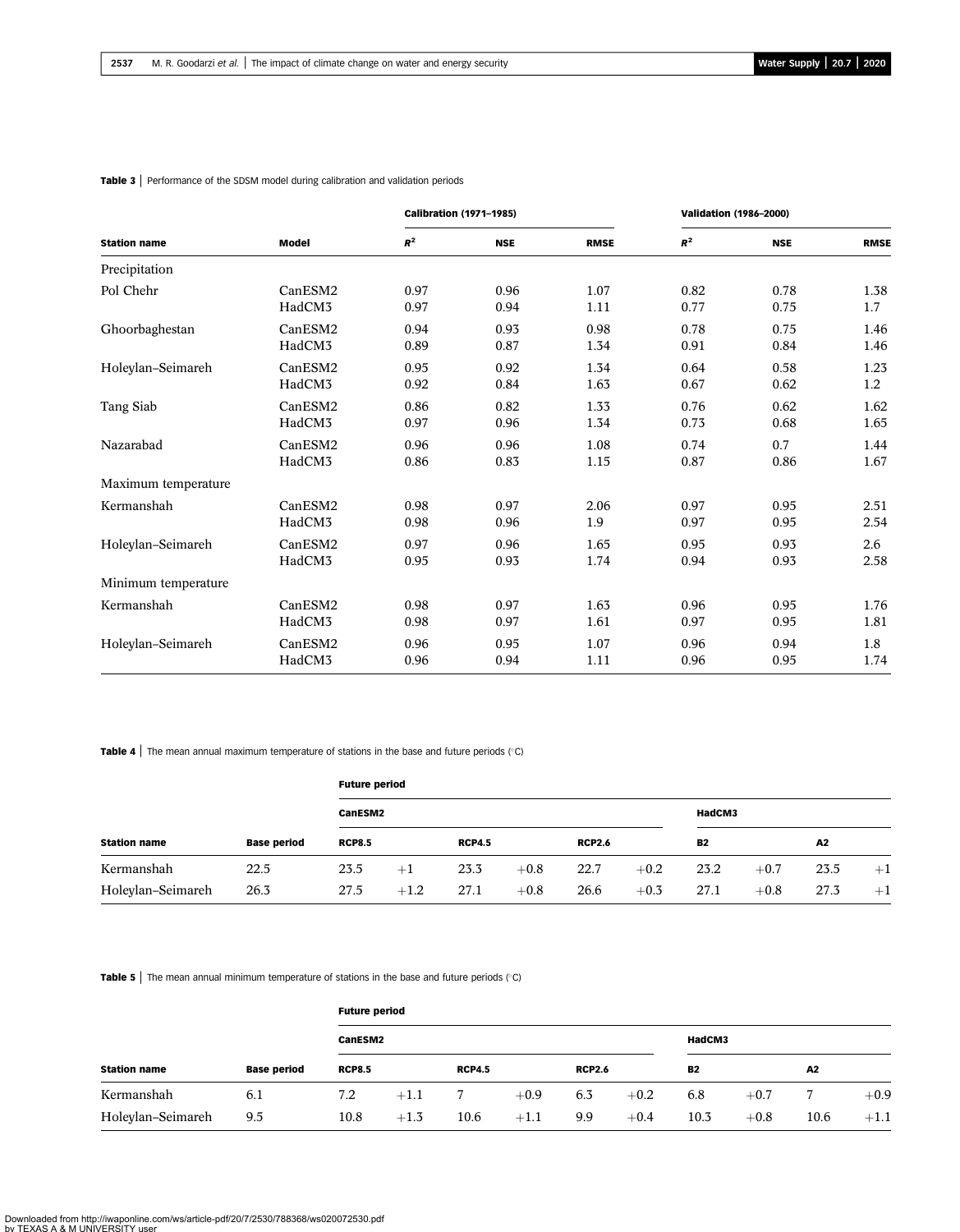**Table 3** | Performance of the SDSM model during calibration and validation periods

| Station name | Model | Calibration (1971–1985) | | | Validation (1986–2000) | | |
|---|---|---|---|---|---|---|---|
| | | $R^2$ | NSE | RMSE | $R^2$ | NSE | RMSE |
| Precipitation | | | | | | | |
| Pol Chehr | CanESM2 | 0.97 | 0.96 | 1.07 | 0.82 | 0.78 | 1.38 |
| | HadCM3 | 0.97 | 0.94 | 1.11 | 0.77 | 0.75 | 1.7 |
| Ghoorbaghestan | CanESM2 | 0.94 | 0.93 | 0.98 | 0.78 | 0.75 | 1.46 |
| | HadCM3 | 0.89 | 0.87 | 1.34 | 0.91 | 0.84 | 1.46 |
| Holeylan–Seimareh | CanESM2 | 0.95 | 0.92 | 1.34 | 0.64 | 0.58 | 1.23 |
| | HadCM3 | 0.92 | 0.84 | 1.63 | 0.67 | 0.62 | 1.2 |
| Tang Siab | CanESM2 | 0.86 | 0.82 | 1.33 | 0.76 | 0.62 | 1.62 |
| | HadCM3 | 0.97 | 0.96 | 1.34 | 0.73 | 0.68 | 1.65 |
| Nazarabad | CanESM2 | 0.96 | 0.96 | 1.08 | 0.74 | 0.7 | 1.44 |
| | HadCM3 | 0.86 | 0.83 | 1.15 | 0.87 | 0.86 | 1.67 |
| Maximum temperature | | | | | | | |
| Kermanshah | CanESM2 | 0.98 | 0.97 | 2.06 | 0.97 | 0.95 | 2.51 |
| | HadCM3 | 0.98 | 0.96 | 1.9 | 0.97 | 0.95 | 2.54 |
| Holeylan–Seimareh | CanESM2 | 0.97 | 0.96 | 1.65 | 0.95 | 0.93 | 2.6 |
| | HadCM3 | 0.95 | 0.93 | 1.74 | 0.94 | 0.93 | 2.58 |
| Minimum temperature | | | | | | | |
| Kermanshah | CanESM2 | 0.98 | 0.97 | 1.63 | 0.96 | 0.95 | 1.76 |
| | HadCM3 | 0.98 | 0.97 | 1.61 | 0.97 | 0.95 | 1.81 |
| Holeylan–Seimareh | CanESM2 | 0.96 | 0.95 | 1.07 | 0.96 | 0.94 | 1.8 |
| | HadCM3 | 0.96 | 0.94 | 1.11 | 0.96 | 0.95 | 1.74 |

**Table 4** | The mean annual maximum temperature of stations in the base and future periods (°C)

| Station name | Base period | Future period | | | | | | | | | |
|---|---|---|---|---|---|---|---|---|---|---|---|
| | | CanESM2 | | | | | | HadCM3 | | | |
| | | RCP8.5 | | RCP4.5 | | RCP2.6 | | B2 | | A2 | |
| Kermanshah | 22.5 | 23.5 | +1 | 23.3 | +0.8 | 22.7 | +0.2 | 23.2 | +0.7 | 23.5 | +1 |
| Holeylan–Seimareh | 26.3 | 27.5 | +1.2 | 27.1 | +0.8 | 26.6 | +0.3 | 27.1 | +0.8 | 27.3 | +1 |

**Table 5** | The mean annual minimum temperature of stations in the base and future periods (°C)

| Station name | Base period | Future period | | | | | | | | | |
|---|---|---|---|---|---|---|---|---|---|---|---|
| | | CanESM2 | | | | | | HadCM3 | | | |
| | | RCP8.5 | | RCP4.5 | | RCP2.6 | | B2 | | A2 | |
| Kermanshah | 6.1 | 7.2 | +1.1 | 7 | +0.9 | 6.3 | +0.2 | 6.8 | +0.7 | 7 | +0.9 |
| Holeylan–Seimareh | 9.5 | 10.8 | +1.3 | 10.6 | +1.1 | 9.9 | +0.4 | 10.3 | +0.8 | 10.6 | +1.1 |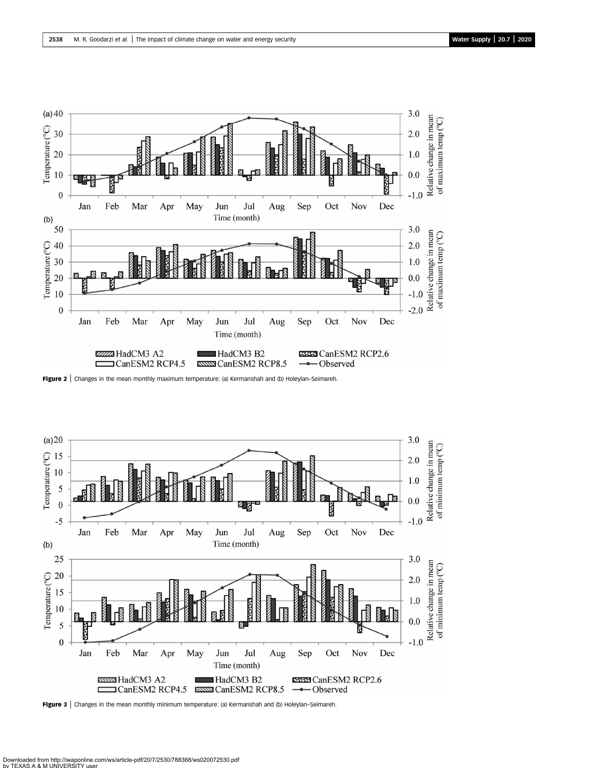**Figure 2** | Changes in the mean monthly maximum temperature: (a) Kermanshah and (b) Holeylan–Seimareh.

**Figure 3** | Changes in the mean monthly minimum temperature: (a) Kermanshah and (b) Holeylan–Seimareh.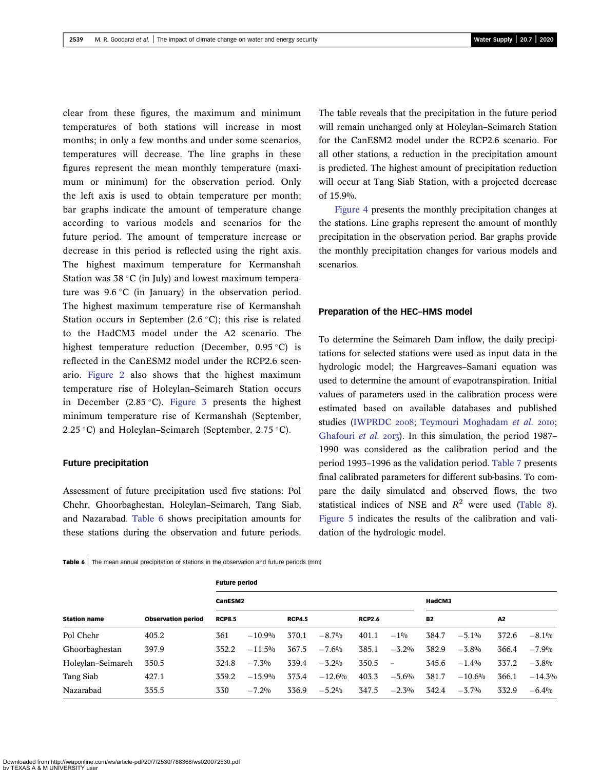clear from these figures, the maximum and minimum temperatures of both stations will increase in most months; in only a few months and under some scenarios, temperatures will decrease. The line graphs in these figures represent the mean monthly temperature (maximum or minimum) for the observation period. Only the left axis is used to obtain temperature per month; bar graphs indicate the amount of temperature change according to various models and scenarios for the future period. The amount of temperature increase or decrease in this period is reflected using the right axis. The highest maximum temperature for Kermanshah Station was 38 °C (in July) and lowest maximum temperature was 9.6 °C (in January) in the observation period. The highest maximum temperature rise of Kermanshah Station occurs in September (2.6 °C); this rise is related to the HadCM3 model under the A2 scenario. The highest temperature reduction (December, 0.95 °C) is reflected in the CanESM2 model under the RCP2.6 scenario. Figure 2 also shows that the highest maximum temperature rise of Holeylan–Seimareh Station occurs in December (2.85 °C). Figure 3 presents the highest minimum temperature rise of Kermanshah (September, 2.25 °C) and Holeylan–Seimareh (September, 2.75 °C).

### Future precipitation

Assessment of future precipitation used five stations: Pol Chehr, Ghoorbaghestan, Holeylan–Seimareh, Tang Siab, and Nazarabad. Table 6 shows precipitation amounts for these stations during the observation and future periods. The table reveals that the precipitation in the future period will remain unchanged only at Holeylan–Seimareh Station for the CanESM2 model under the RCP2.6 scenario. For all other stations, a reduction in the precipitation amount is predicted. The highest amount of precipitation reduction will occur at Tang Siab Station, with a projected decrease of 15.9%.

Figure 4 presents the monthly precipitation changes at the stations. Line graphs represent the amount of monthly precipitation in the observation period. Bar graphs provide the monthly precipitation changes for various models and scenarios.

### Preparation of the HEC–HMS model

To determine the Seimareh Dam inflow, the daily precipitations for selected stations were used as input data in the hydrologic model; the Hargreaves–Samani equation was used to determine the amount of evapotranspiration. Initial values of parameters used in the calibration process were estimated based on available databases and published studies (IWPRDC 2008; Teymouri Moghadam *et al.* 2010; Ghafouri *et al.* 2013). In this simulation, the period 1987–1990 was considered as the calibration period and the period 1993–1996 as the validation period. Table 7 presents final calibrated parameters for different sub-basins. To compare the daily simulated and observed flows, the two statistical indices of NSE and $R^2$ were used (Table 8). Figure 5 indicates the results of the calibration and validation of the hydrologic model.

**Table 6** | The mean annual precipitation of stations in the observation and future periods (mm)

| | | Future period | | | | | | | | | |
|---|---|---|---|---|---|---|---|---|---|---|---|
| | | CanESM2 | | | | | | HadCM3 | | | |
| Station name | Observation period | RCP8.5 | | RCP4.5 | | RCP2.6 | | B2 | | A2 | |
| Pol Chehr | 405.2 | 361 | −10.9% | 370.1 | −8.7% | 401.1 | −1% | 384.7 | −5.1% | 372.6 | −8.1% |
| Ghoorbaghestan | 397.9 | 352.2 | −11.5% | 367.5 | −7.6% | 385.1 | −3.2% | 382.9 | −3.8% | 366.4 | −7.9% |
| Holeylan–Seimareh | 350.5 | 324.8 | −7.3% | 339.4 | −3.2% | 350.5 | – | 345.6 | −1.4% | 337.2 | −3.8% |
| Tang Siab | 427.1 | 359.2 | −15.9% | 373.4 | −12.6% | 403.3 | −5.6% | 381.7 | −10.6% | 366.1 | −14.3% |
| Nazarabad | 355.5 | 330 | −7.2% | 336.9 | −5.2% | 347.5 | −2.3% | 342.4 | −3.7% | 332.9 | −6.4% |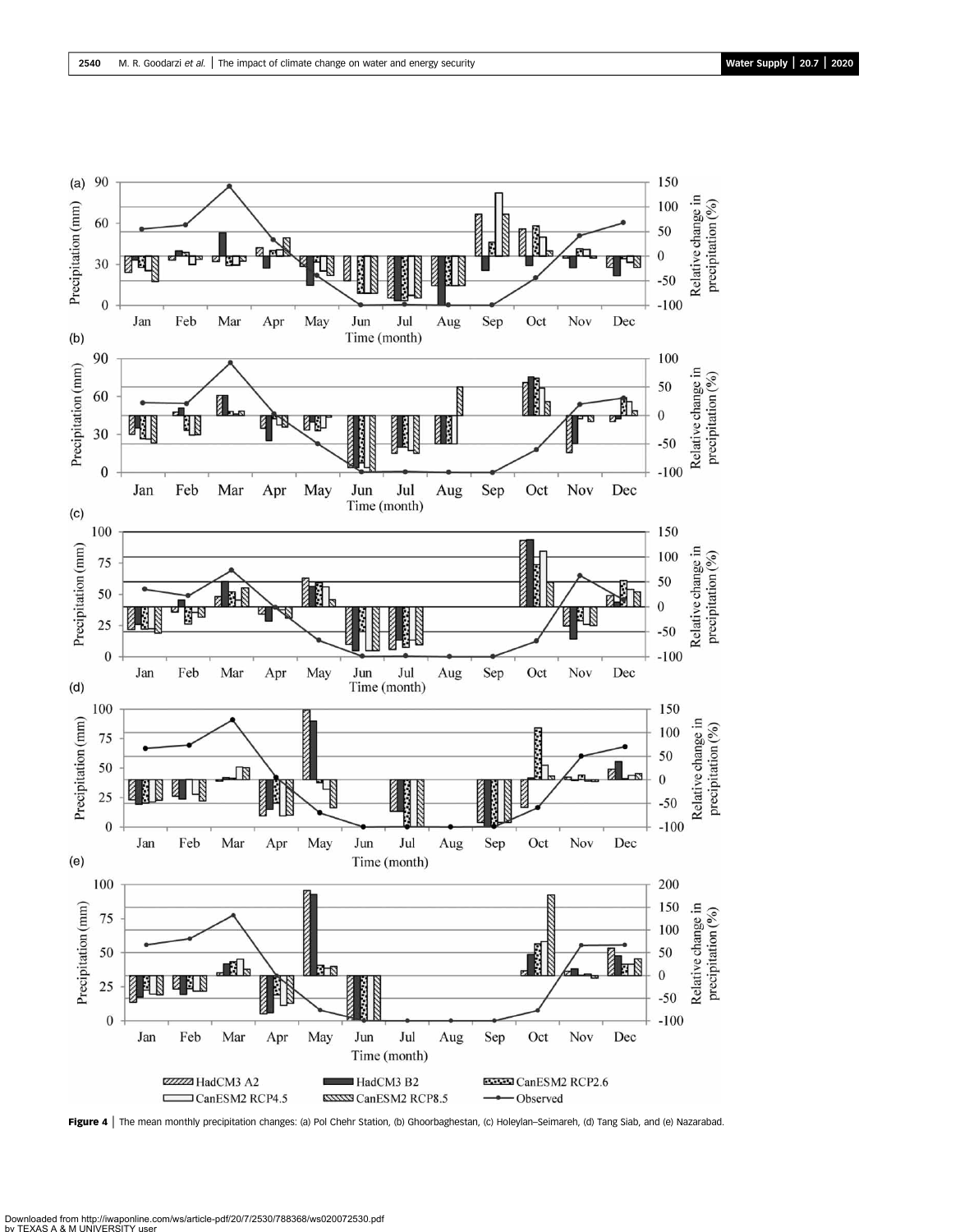**Figure 4** | The mean monthly precipitation changes: (a) Pol Chehr Station, (b) Ghoorbaghestan, (c) Holeylan–Seimareh, (d) Tang Siab, and (e) Nazarabad.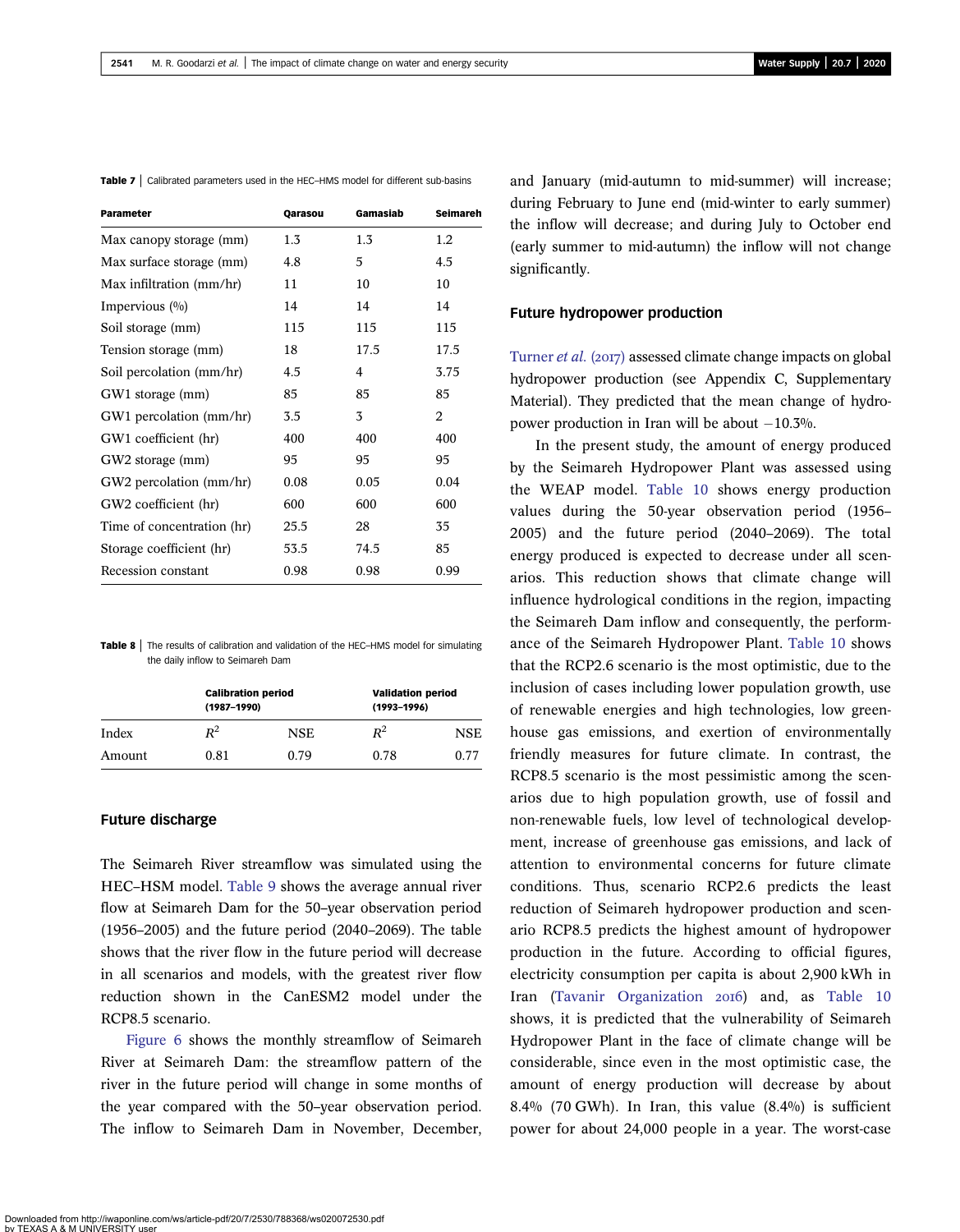**Table 7** | Calibrated parameters used in the HEC–HMS model for different sub-basins

| Parameter | Qarasou | Gamasiab | Seimareh |
|---|---|---|---|
| Max canopy storage (mm) | 1.3 | 1.3 | 1.2 |
| Max surface storage (mm) | 4.8 | 5 | 4.5 |
| Max infiltration (mm/hr) | 11 | 10 | 10 |
| Impervious (%) | 14 | 14 | 14 |
| Soil storage (mm) | 115 | 115 | 115 |
| Tension storage (mm) | 18 | 17.5 | 17.5 |
| Soil percolation (mm/hr) | 4.5 | 4 | 3.75 |
| GW1 storage (mm) | 85 | 85 | 85 |
| GW1 percolation (mm/hr) | 3.5 | 3 | 2 |
| GW1 coefficient (hr) | 400 | 400 | 400 |
| GW2 storage (mm) | 95 | 95 | 95 |
| GW2 percolation (mm/hr) | 0.08 | 0.05 | 0.04 |
| GW2 coefficient (hr) | 600 | 600 | 600 |
| Time of concentration (hr) | 25.5 | 28 | 35 |
| Storage coefficient (hr) | 53.5 | 74.5 | 85 |
| Recession constant | 0.98 | 0.98 | 0.99 |

**Table 8** | The results of calibration and validation of the HEC–HMS model for simulating the daily inflow to Seimareh Dam

| | Calibration period (1987–1990) | | Validation period (1993–1996) | |
|---|---|---|---|---|
| Index | $R^2$ | NSE | $R^2$ | NSE |
| Amount | 0.81 | 0.79 | 0.78 | 0.77 |

### Future discharge

The Seimareh River streamflow was simulated using the HEC–HSM model. Table 9 shows the average annual river flow at Seimareh Dam for the 50–year observation period (1956–2005) and the future period (2040–2069). The table shows that the river flow in the future period will decrease in all scenarios and models, with the greatest river flow reduction shown in the CanESM2 model under the RCP8.5 scenario.

Figure 6 shows the monthly streamflow of Seimareh River at Seimareh Dam: the streamflow pattern of the river in the future period will change in some months of the year compared with the 50–year observation period. The inflow to Seimareh Dam in November, December, and January (mid-autumn to mid-summer) will increase; during February to June end (mid-winter to early summer) the inflow will decrease; and during July to October end (early summer to mid-autumn) the inflow will not change significantly.

### Future hydropower production

Turner *et al.* (2017) assessed climate change impacts on global hydropower production (see Appendix C, Supplementary Material). They predicted that the mean change of hydropower production in Iran will be about −10.3%.

In the present study, the amount of energy produced by the Seimareh Hydropower Plant was assessed using the WEAP model. Table 10 shows energy production values during the 50-year observation period (1956–2005) and the future period (2040–2069). The total energy produced is expected to decrease under all scenarios. This reduction shows that climate change will influence hydrological conditions in the region, impacting the Seimareh Dam inflow and consequently, the performance of the Seimareh Hydropower Plant. Table 10 shows that the RCP2.6 scenario is the most optimistic, due to the inclusion of cases including lower population growth, use of renewable energies and high technologies, low greenhouse gas emissions, and exertion of environmentally friendly measures for future climate. In contrast, the RCP8.5 scenario is the most pessimistic among the scenarios due to high population growth, use of fossil and non-renewable fuels, low level of technological development, increase of greenhouse gas emissions, and lack of attention to environmental concerns for future climate conditions. Thus, scenario RCP2.6 predicts the least reduction of Seimareh hydropower production and scenario RCP8.5 predicts the highest amount of hydropower production in the future. According to official figures, electricity consumption per capita is about 2,900 kWh in Iran (Tavanir Organization 2016) and, as Table 10 shows, it is predicted that the vulnerability of Seimareh Hydropower Plant in the face of climate change will be considerable, since even in the most optimistic case, the amount of energy production will decrease by about 8.4% (70 GWh). In Iran, this value (8.4%) is sufficient power for about 24,000 people in a year. The worst-case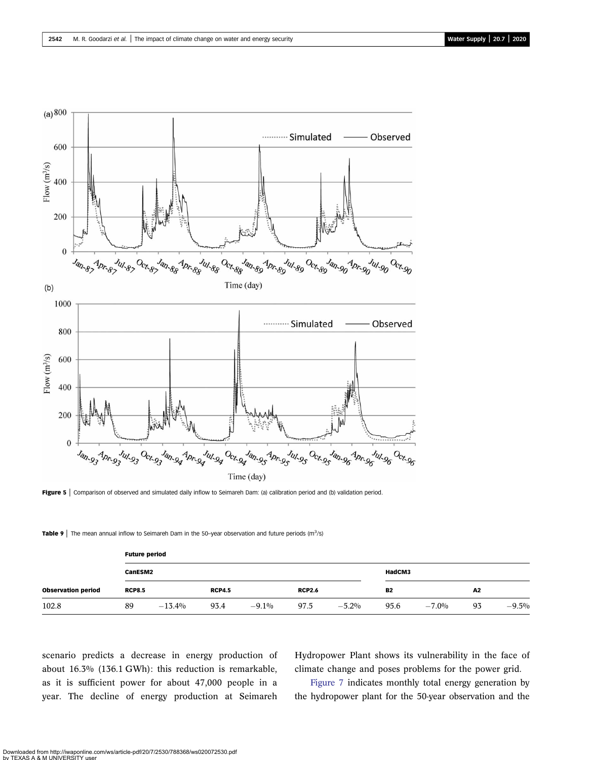Figure 5 | Comparison of observed and simulated daily inflow to Seimareh Dam: (a) calibration period and (b) validation period.

Table 9 | The mean annual inflow to Seimareh Dam in the 50-year observation and future periods ($m^3/s$)

| Observation period | Future period | | | | | | | | | |
|---|---|---|---|---|---|---|---|---|---|---|
| | CanESM2 | | | | | | HadCM3 | | | |
| | RCP8.5 | | RCP4.5 | | RCP2.6 | | B2 | | A2 | |
| 102.8 | 89 | −13.4% | 93.4 | −9.1% | 97.5 | −5.2% | 95.6 | −7.0% | 93 | −9.5% |

scenario predicts a decrease in energy production of about 16.3% (136.1 GWh): this reduction is remarkable, as it is sufficient power for about 47,000 people in a year. The decline of energy production at Seimareh Hydropower Plant shows its vulnerability in the face of climate change and poses problems for the power grid.

Figure 7 indicates monthly total energy generation by the hydropower plant for the 50-year observation and the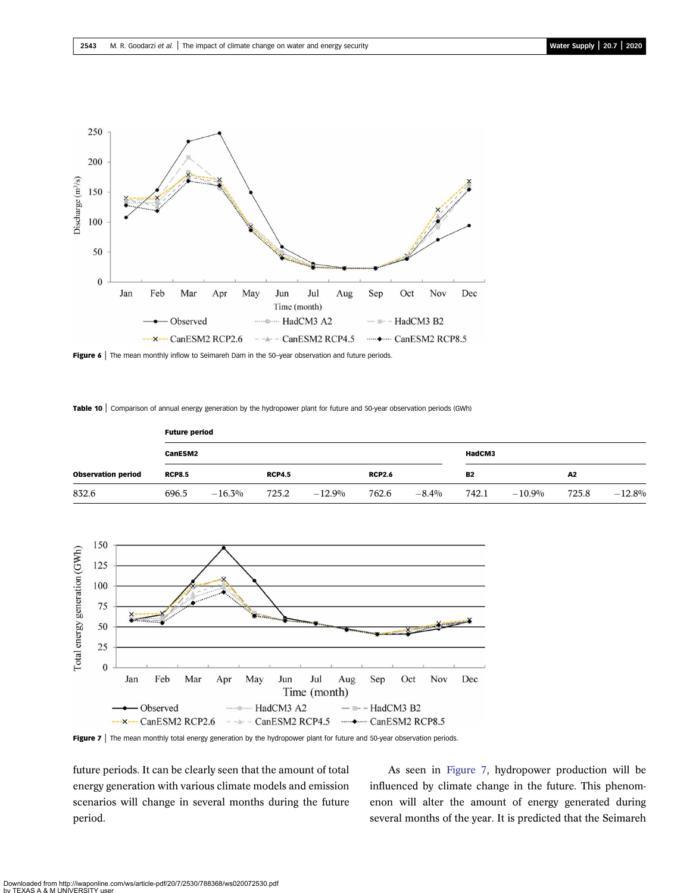**Figure 6** | The mean monthly inflow to Seimareh Dam in the 50-year observation and future periods.

**Table 10** | Comparison of annual energy generation by the hydropower plant for future and 50-year observation periods (GWh)

| | Future period | | | | | | | | | |
|---|---|---|---|---|---|---|---|---|---|---|
| | CanESM2 | | | | | | HadCM3 | | | |
| Observation period | RCP8.5 | | RCP4.5 | | RCP2.6 | | B2 | | A2 | |
| 832.6 | 696.5 | −16.3% | 725.2 | −12.9% | 762.6 | −8.4% | 742.1 | −10.9% | 725.8 | −12.8% |

**Figure 7** | The mean monthly total energy generation by the hydropower plant for future and 50-year observation periods.

future periods. It can be clearly seen that the amount of total energy generation with various climate models and emission scenarios will change in several months during the future period.

As seen in Figure 7, hydropower production will be influenced by climate change in the future. This phenomenon will alter the amount of energy generated during several months of the year. It is predicted that the Seimareh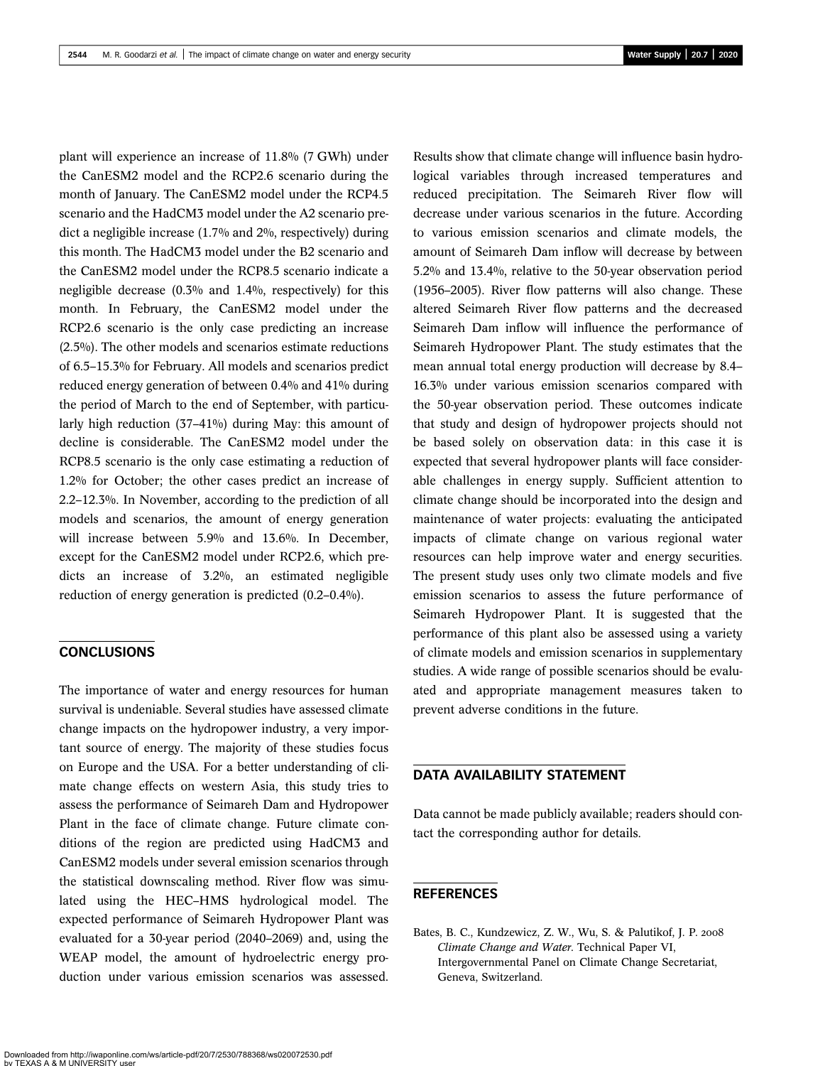plant will experience an increase of 11.8% (7 GWh) under the CanESM2 model and the RCP2.6 scenario during the month of January. The CanESM2 model under the RCP4.5 scenario and the HadCM3 model under the A2 scenario predict a negligible increase (1.7% and 2%, respectively) during this month. The HadCM3 model under the B2 scenario and the CanESM2 model under the RCP8.5 scenario indicate a negligible decrease (0.3% and 1.4%, respectively) for this month. In February, the CanESM2 model under the RCP2.6 scenario is the only case predicting an increase (2.5%). The other models and scenarios estimate reductions of 6.5–15.3% for February. All models and scenarios predict reduced energy generation of between 0.4% and 41% during the period of March to the end of September, with particularly high reduction (37–41%) during May: this amount of decline is considerable. The CanESM2 model under the RCP8.5 scenario is the only case estimating a reduction of 1.2% for October; the other cases predict an increase of 2.2–12.3%. In November, according to the prediction of all models and scenarios, the amount of energy generation will increase between 5.9% and 13.6%. In December, except for the CanESM2 model under RCP2.6, which predicts an increase of 3.2%, an estimated negligible reduction of energy generation is predicted (0.2–0.4%).

## CONCLUSIONS

The importance of water and energy resources for human survival is undeniable. Several studies have assessed climate change impacts on the hydropower industry, a very important source of energy. The majority of these studies focus on Europe and the USA. For a better understanding of climate change effects on western Asia, this study tries to assess the performance of Seimareh Dam and Hydropower Plant in the face of climate change. Future climate conditions of the region are predicted using HadCM3 and CanESM2 models under several emission scenarios through the statistical downscaling method. River flow was simulated using the HEC–HMS hydrological model. The expected performance of Seimareh Hydropower Plant was evaluated for a 30-year period (2040–2069) and, using the WEAP model, the amount of hydroelectric energy production under various emission scenarios was assessed. Results show that climate change will influence basin hydrological variables through increased temperatures and reduced precipitation. The Seimareh River flow will decrease under various scenarios in the future. According to various emission scenarios and climate models, the amount of Seimareh Dam inflow will decrease by between 5.2% and 13.4%, relative to the 50-year observation period (1956–2005). River flow patterns will also change. These altered Seimareh River flow patterns and the decreased Seimareh Dam inflow will influence the performance of Seimareh Hydropower Plant. The study estimates that the mean annual total energy production will decrease by 8.4–16.3% under various emission scenarios compared with the 50-year observation period. These outcomes indicate that study and design of hydropower projects should not be based solely on observation data: in this case it is expected that several hydropower plants will face considerable challenges in energy supply. Sufficient attention to climate change should be incorporated into the design and maintenance of water projects: evaluating the anticipated impacts of climate change on various regional water resources can help improve water and energy securities. The present study uses only two climate models and five emission scenarios to assess the future performance of Seimareh Hydropower Plant. It is suggested that the performance of this plant also be assessed using a variety of climate models and emission scenarios in supplementary studies. A wide range of possible scenarios should be evaluated and appropriate management measures taken to prevent adverse conditions in the future.

## DATA AVAILABILITY STATEMENT

Data cannot be made publicly available; readers should contact the corresponding author for details.

## REFERENCES

Bates, B. C., Kundzewicz, Z. W., Wu, S. & Palutikof, J. P. 2008 *Climate Change and Water*. Technical Paper VI, Intergovernmental Panel on Climate Change Secretariat, Geneva, Switzerland.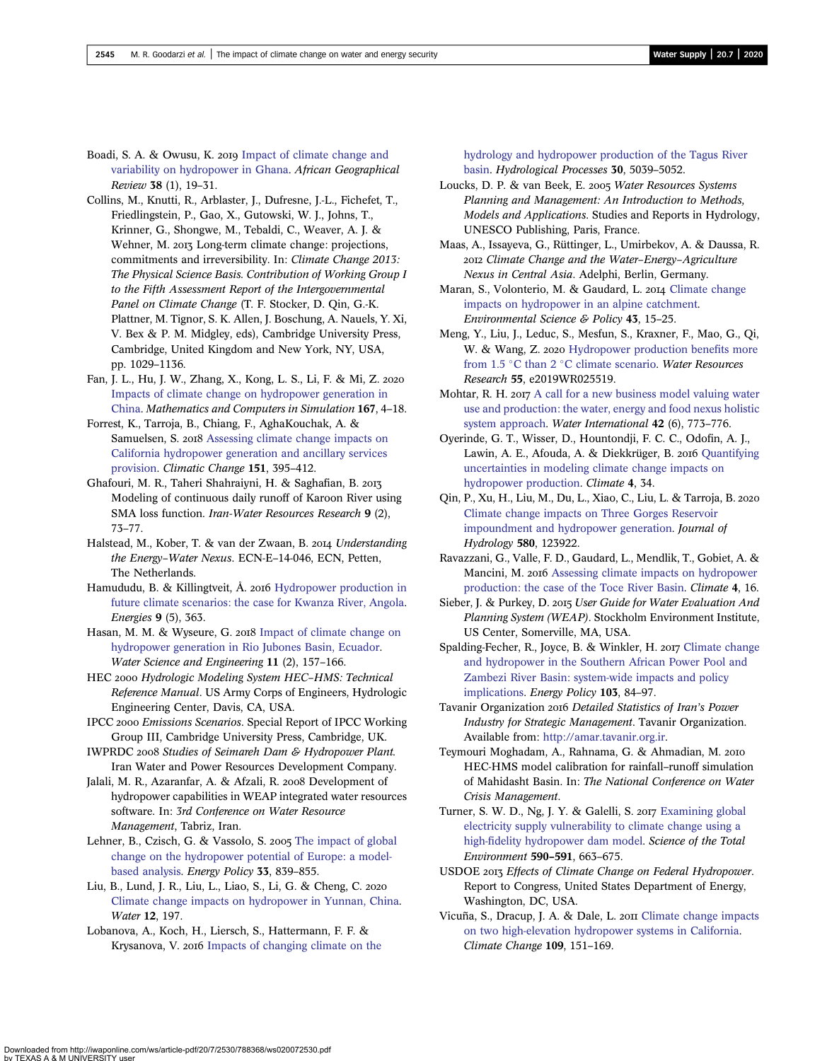Boadi, S. A. & Owusu, K. 2019 Impact of climate change and variability on hydropower in Ghana. *African Geographical Review* **38** (1), 19–31.

Collins, M., Knutti, R., Arblaster, J., Dufresne, J.-L., Fichefet, T., Friedlingstein, P., Gao, X., Gutowski, W. J., Johns, T., Krinner, G., Shongwe, M., Tebaldi, C., Weaver, A. J. & Wehner, M. 2013 Long-term climate change: projections, commitments and irreversibility. In: *Climate Change 2013: The Physical Science Basis. Contribution of Working Group I to the Fifth Assessment Report of the Intergovernmental Panel on Climate Change* (T. F. Stocker, D. Qin, G.-K. Plattner, M. Tignor, S. K. Allen, J. Boschung, A. Nauels, Y. Xi, V. Bex & P. M. Midgley, eds), Cambridge University Press, Cambridge, United Kingdom and New York, NY, USA, pp. 1029–1136.

Fan, J. L., Hu, J. W., Zhang, X., Kong, L. S., Li, F. & Mi, Z. 2020 Impacts of climate change on hydropower generation in China. *Mathematics and Computers in Simulation* **167**, 4–18.

Forrest, K., Tarroja, B., Chiang, F., AghaKouchak, A. & Samuelsen, S. 2018 Assessing climate change impacts on California hydropower generation and ancillary services provision. *Climatic Change* **151**, 395–412.

Ghafouri, M. R., Taheri Shahraiyni, H. & Saghafian, B. 2013 Modeling of continuous daily runoff of Karoon River using SMA loss function. *Iran-Water Resources Research* **9** (2), 73–77.

Halstead, M., Kober, T. & van der Zwaan, B. 2014 *Understanding the Energy–Water Nexus*. ECN-E–14-046, ECN, Petten, The Netherlands.

Hamududu, B. & Killingtveit, Å. 2016 Hydropower production in future climate scenarios: the case for Kwanza River, Angola. *Energies* **9** (5), 363.

Hasan, M. M. & Wyseure, G. 2018 Impact of climate change on hydropower generation in Rio Jubones Basin, Ecuador. *Water Science and Engineering* **11** (2), 157–166.

HEC 2000 *Hydrologic Modeling System HEC–HMS: Technical Reference Manual*. US Army Corps of Engineers, Hydrologic Engineering Center, Davis, CA, USA.

IPCC 2000 *Emissions Scenarios*. Special Report of IPCC Working Group III, Cambridge University Press, Cambridge, UK.

IWPRDC 2008 *Studies of Seimareh Dam & Hydropower Plant*. Iran Water and Power Resources Development Company.

Jalali, M. R., Azaranfar, A. & Afzali, R. 2008 Development of hydropower capabilities in WEAP integrated water resources software. In: *3rd Conference on Water Resource Management*, Tabriz, Iran.

Lehner, B., Czisch, G. & Vassolo, S. 2005 The impact of global change on the hydropower potential of Europe: a model-based analysis. *Energy Policy* **33**, 839–855.

Liu, B., Lund, J. R., Liu, L., Liao, S., Li, G. & Cheng, C. 2020 Climate change impacts on hydropower in Yunnan, China. *Water* **12**, 197.

Lobanova, A., Koch, H., Liersch, S., Hattermann, F. F. & Krysanova, V. 2016 Impacts of changing climate on the hydrology and hydropower production of the Tagus River basin. *Hydrological Processes* **30**, 5039–5052.

Loucks, D. P. & van Beek, E. 2005 *Water Resources Systems Planning and Management: An Introduction to Methods, Models and Applications*. Studies and Reports in Hydrology, UNESCO Publishing, Paris, France.

Maas, A., Issayeva, G., Rüttinger, L., Umirbekov, A. & Daussa, R. 2012 *Climate Change and the Water–Energy–Agriculture Nexus in Central Asia*. Adelphi, Berlin, Germany.

Maran, S., Volonterio, M. & Gaudard, L. 2014 Climate change impacts on hydropower in an alpine catchment. *Environmental Science & Policy* **43**, 15–25.

Meng, Y., Liu, J., Leduc, S., Mesfun, S., Kraxner, F., Mao, G., Qi, W. & Wang, Z. 2020 Hydropower production benefits more from 1.5 °C than 2 °C climate scenario. *Water Resources Research* **55**, e2019WR025519.

Mohtar, R. H. 2017 A call for a new business model valuing water use and production: the water, energy and food nexus holistic system approach. *Water International* **42** (6), 773–776.

Oyerinde, G. T., Wisser, D., Hountondji, F. C. C., Odofin, A. J., Lawin, A. E., Afouda, A. & Diekkrüger, B. 2016 Quantifying uncertainties in modeling climate change impacts on hydropower production. *Climate* **4**, 34.

Qin, P., Xu, H., Liu, M., Du, L., Xiao, C., Liu, L. & Tarroja, B. 2020 Climate change impacts on Three Gorges Reservoir impoundment and hydropower generation. *Journal of Hydrology* **580**, 123922.

Ravazzani, G., Valle, F. D., Gaudard, L., Mendlik, T., Gobiet, A. & Mancini, M. 2016 Assessing climate impacts on hydropower production: the case of the Toce River Basin. *Climate* **4**, 16.

Sieber, J. & Purkey, D. 2015 *User Guide for Water Evaluation And Planning System (WEAP)*. Stockholm Environment Institute, US Center, Somerville, MA, USA.

Spalding-Fecher, R., Joyce, B. & Winkler, H. 2017 Climate change and hydropower in the Southern African Power Pool and Zambezi River Basin: system-wide impacts and policy implications. *Energy Policy* **103**, 84–97.

Tavanir Organization 2016 *Detailed Statistics of Iran's Power Industry for Strategic Management*. Tavanir Organization. Available from: http://amar.tavanir.org.ir.

Teymouri Moghadam, A., Rahnama, G. & Ahmadian, M. 2010 HEC-HMS model calibration for rainfall–runoff simulation of Mahidasht Basin. In: *The National Conference on Water Crisis Management*.

Turner, S. W. D., Ng, J. Y. & Galelli, S. 2017 Examining global electricity supply vulnerability to climate change using a high-fidelity hydropower dam model. *Science of the Total Environment* **590–591**, 663–675.

USDOE 2013 *Effects of Climate Change on Federal Hydropower*. Report to Congress, United States Department of Energy, Washington, DC, USA.

Vicuña, S., Dracup, J. A. & Dale, L. 2011 Climate change impacts on two high-elevation hydropower systems in California. *Climatic Change* **109**, 151–169.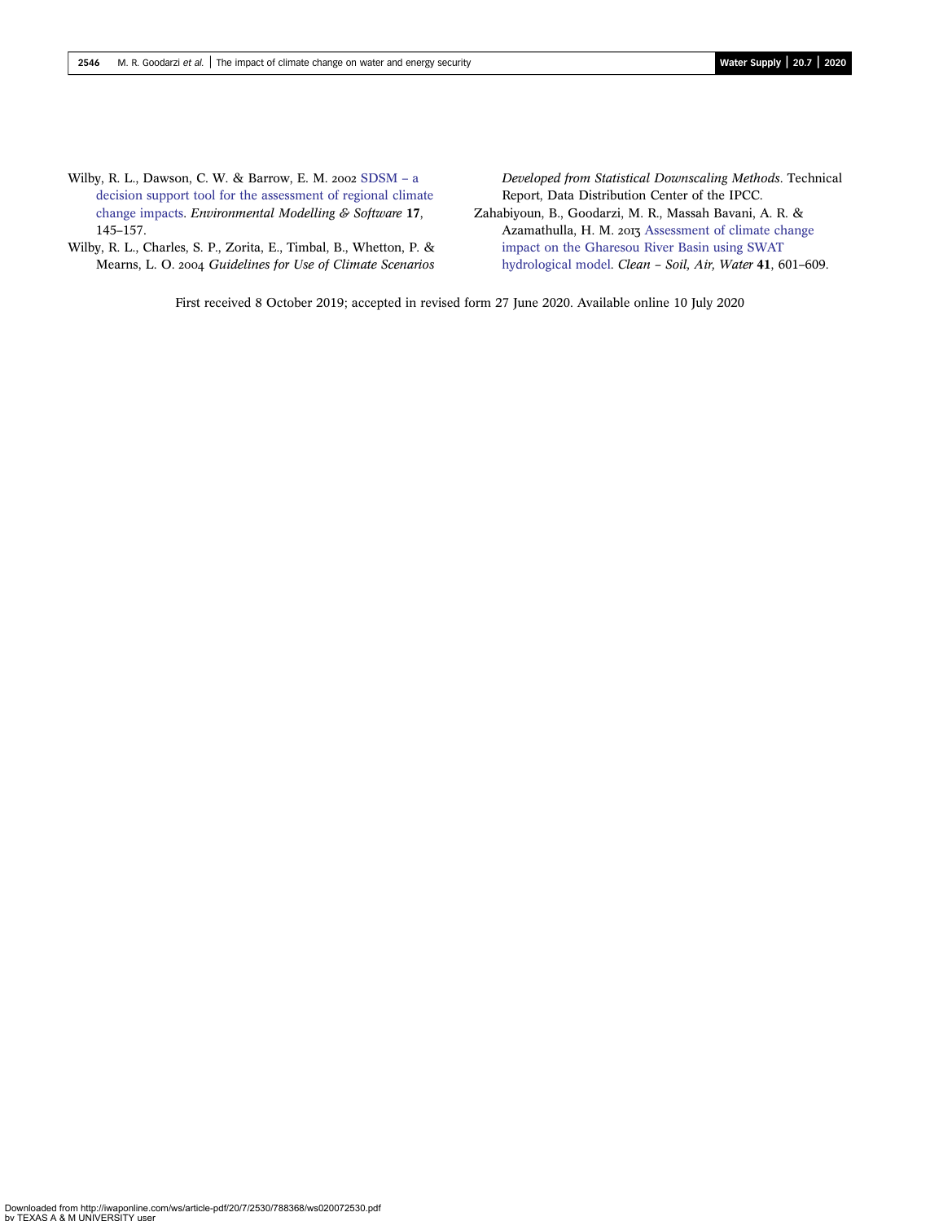Wilby, R. L., Dawson, C. W. & Barrow, E. M. 2002 SDSM – a decision support tool for the assessment of regional climate change impacts. *Environmental Modelling & Software* **17**, 145–157.

Wilby, R. L., Charles, S. P., Zorita, E., Timbal, B., Whetton, P. & Mearns, L. O. 2004 *Guidelines for Use of Climate Scenarios Developed from Statistical Downscaling Methods*. Technical Report, Data Distribution Center of the IPCC.

Zahabiyoun, B., Goodarzi, M. R., Massah Bavani, A. R. & Azamathulla, H. M. 2013 Assessment of climate change impact on the Gharesou River Basin using SWAT hydrological model. *Clean – Soil, Air, Water* **41**, 601–609.

First received 8 October 2019; accepted in revised form 27 June 2020. Available online 10 July 2020